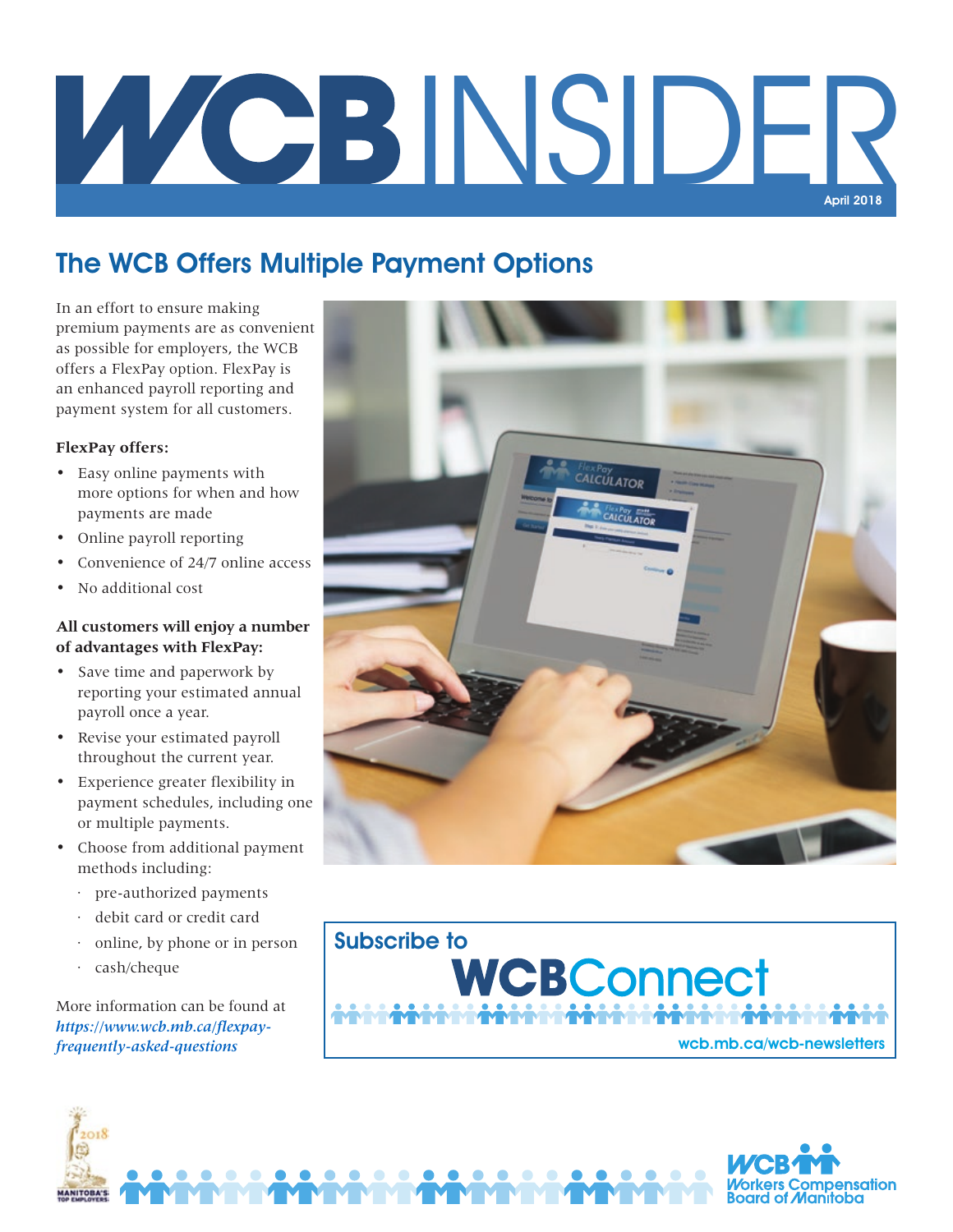# WCB INSIDER

April 2018

## The WCB Offers Multiple Payment Options

In an effort to ensure making premium payments are as convenient as possible for employers, the WCB offers a FlexPay option. FlexPay is an enhanced payroll reporting and payment system for all customers.

**FlexPay offers:**

- Easy online payments with more options for when and how payments are made
- Online payroll reporting
- Convenience of 24/7 online access
- No additional cost

**All customers will enjoy a number of advantages with FlexPay:**

- Save time and paperwork by reporting your estimated annual payroll once a year.
- Revise your estimated payroll throughout the current year.
- Experience greater flexibility in payment schedules, including one or multiple payments.
- Choose from additional payment methods including:
  - pre-authorized payments
  - debit card or credit card
  - online, by phone or in person
  - cash/cheque

More information can be found at *https://www.wcb.mb.ca/flexpay-frequently-asked-questions*

Subscribe to **WCBConnect**

wcb.mb.ca/wcb-newsletters

WCB Workers Compensation Board of Manitoba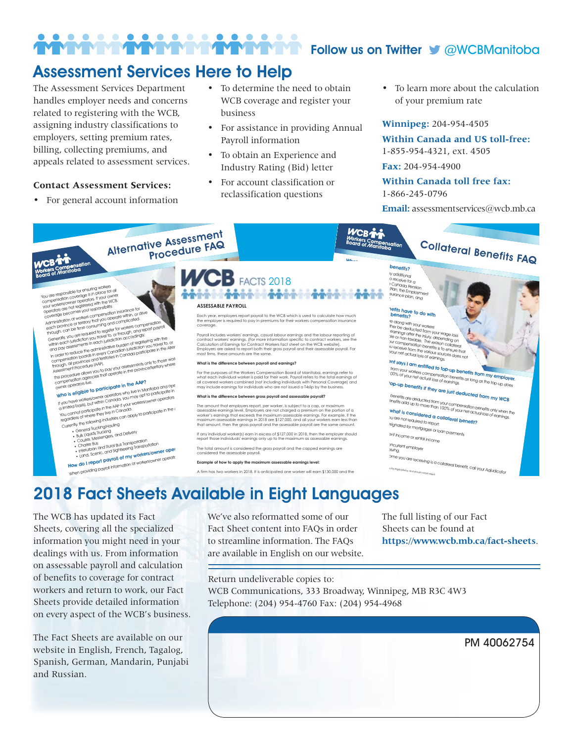Follow us on Twitter @WCBManitoba

## Assessment Services Here to Help

The Assessment Services Department handles employer needs and concerns related to registering with the WCB, assigning industry classifications to employers, setting premium rates, billing, collecting premiums, and appeals related to assessment services.

**Contact Assessment Services:**

- For general account information
- To determine the need to obtain WCB coverage and register your business
- For assistance in providing Annual Payroll information
- To obtain an Experience and Industry Rating (Bid) letter
- For account classification or reclassification questions
- To learn more about the calculation of your premium rate

**Winnipeg:** 204-954-4505

**Within Canada and US toll-free:** 1-855-954-4321, ext. 4505

**Fax:** 204-954-4900

**Within Canada toll free fax:** 1-866-245-0796

**Email:** assessmentservices@wcb.mb.ca

## 2018 Fact Sheets Available in Eight Languages

The WCB has updated its Fact Sheets, covering all the specialized information you might need in your dealings with us. From information on assessable payroll and calculation of benefits to coverage for contract workers and return to work, our Fact Sheets provide detailed information on every aspect of the WCB's business.

The Fact Sheets are available on our website in English, French, Tagalog, Spanish, German, Mandarin, Punjabi and Russian.

We've also reformatted some of our Fact Sheet content into FAQs in order to streamline information. The FAQs are available in English on our website.

The full listing of our Fact Sheets can be found at **https://www.wcb.mb.ca/fact-sheets**.

Return undeliverable copies to:
WCB Communications, 333 Broadway, Winnipeg, MB R3C 4W3
Telephone: (204) 954-4760 Fax: (204) 954-4968

PM 40062754